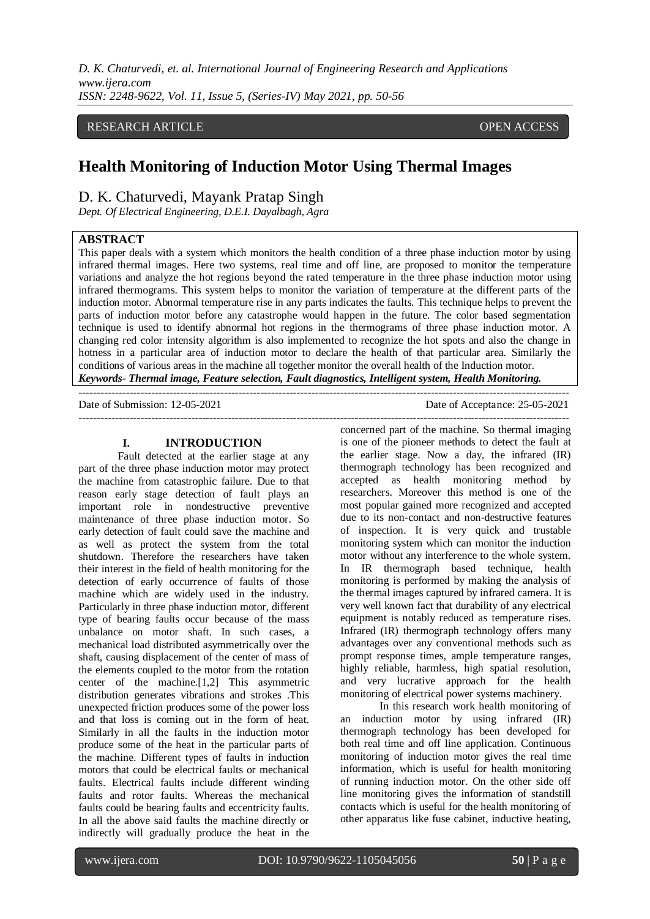RESEARCH ARTICLE OPEN ACCESS

# Health Monitoring of Induction Motor Using Thermal Images

D. K. Chaturvedi, Mayank Pratap Singh

*Dept. Of Electrical Engineering, D.E.I. Dayalbagh, Agra*

**ABSTRACT**

This paper deals with a system which monitors the health condition of a three phase induction motor by using infrared thermal images. Here two systems, real time and off line, are proposed to monitor the temperature variations and analyze the hot regions beyond the rated temperature in the three phase induction motor using infrared thermograms. This system helps to monitor the variation of temperature at the different parts of the induction motor. Abnormal temperature rise in any parts indicates the faults. This technique helps to prevent the parts of induction motor before any catastrophe would happen in the future. The color based segmentation technique is used to identify abnormal hot regions in the thermograms of three phase induction motor. A changing red color intensity algorithm is also implemented to recognize the hot spots and also the change in hotness in a particular area of induction motor to declare the health of that particular area. Similarly the conditions of various areas in the machine all together monitor the overall health of the Induction motor.

***Keywords- Thermal image, Feature selection, Fault diagnostics, Intelligent system, Health Monitoring.***

Date of Submission: 12-05-2021 Date of Acceptance: 25-05-2021

## I. INTRODUCTION

Fault detected at the earlier stage at any part of the three phase induction motor may protect the machine from catastrophic failure. Due to that reason early stage detection of fault plays an important role in nondestructive preventive maintenance of three phase induction motor. So early detection of fault could save the machine and as well as protect the system from the total shutdown. Therefore the researchers have taken their interest in the field of health monitoring for the detection of early occurrence of faults of those machine which are widely used in the industry. Particularly in three phase induction motor, different type of bearing faults occur because of the mass unbalance on motor shaft. In such cases, a mechanical load distributed asymmetrically over the shaft, causing displacement of the center of mass of the elements coupled to the motor from the rotation center of the machine.[1,2] This asymmetric distribution generates vibrations and strokes .This unexpected friction produces some of the power loss and that loss is coming out in the form of heat. Similarly in all the faults in the induction motor produce some of the heat in the particular parts of the machine. Different types of faults in induction motors that could be electrical faults or mechanical faults. Electrical faults include different winding faults and rotor faults. Whereas the mechanical faults could be bearing faults and eccentricity faults. In all the above said faults the machine directly or indirectly will gradually produce the heat in the concerned part of the machine. So thermal imaging is one of the pioneer methods to detect the fault at the earlier stage. Now a day, the infrared (IR) thermograph technology has been recognized and accepted as health monitoring method by researchers. Moreover this method is one of the most popular gained more recognized and accepted due to its non-contact and non-destructive features of inspection. It is very quick and trustable monitoring system which can monitor the induction motor without any interference to the whole system. In IR thermograph based technique, health monitoring is performed by making the analysis of the thermal images captured by infrared camera. It is very well known fact that durability of any electrical equipment is notably reduced as temperature rises. Infrared (IR) thermograph technology offers many advantages over any conventional methods such as prompt response times, ample temperature ranges, highly reliable, harmless, high spatial resolution, and very lucrative approach for the health monitoring of electrical power systems machinery.

In this research work health monitoring of an induction motor by using infrared (IR) thermograph technology has been developed for both real time and off line application. Continuous monitoring of induction motor gives the real time information, which is useful for health monitoring of running induction motor. On the other side off line monitoring gives the information of standstill contacts which is useful for the health monitoring of other apparatus like fuse cabinet, inductive heating,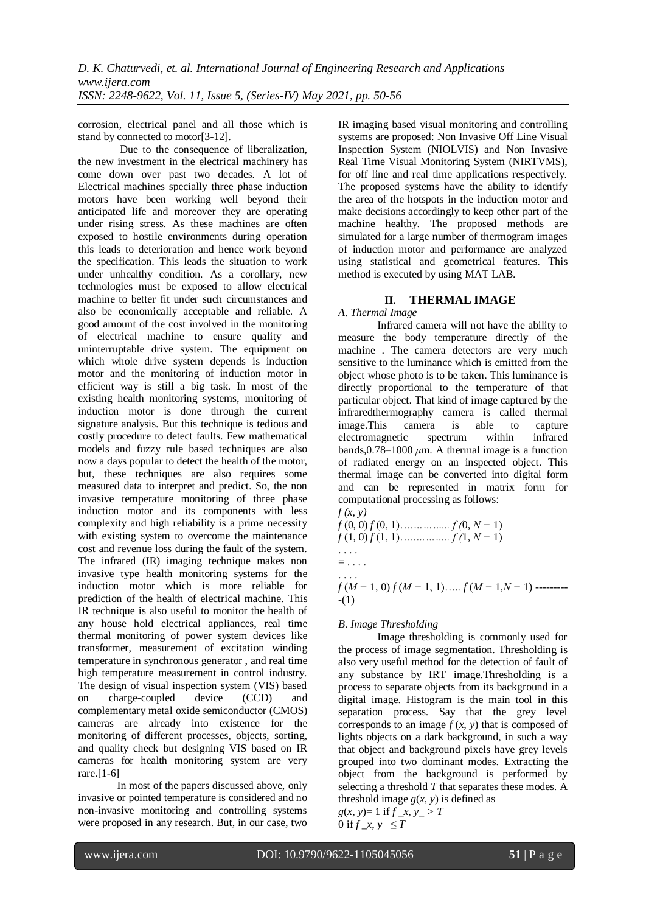corrosion, electrical panel and all those which is stand by connected to motor[3-12].

Due to the consequence of liberalization, the new investment in the electrical machinery has come down over past two decades. A lot of Electrical machines specially three phase induction motors have been working well beyond their anticipated life and moreover they are operating under rising stress. As these machines are often exposed to hostile environments during operation this leads to deterioration and hence work beyond the specification. This leads the situation to work under unhealthy condition. As a corollary, new technologies must be exposed to allow electrical machine to better fit under such circumstances and also be economically acceptable and reliable. A good amount of the cost involved in the monitoring of electrical machine to ensure quality and uninterruptable drive system. The equipment on which whole drive system depends is induction motor and the monitoring of induction motor in efficient way is still a big task. In most of the existing health monitoring systems, monitoring of induction motor is done through the current signature analysis. But this technique is tedious and costly procedure to detect faults. Few mathematical models and fuzzy rule based techniques are also now a days popular to detect the health of the motor, but, these techniques are also requires some measured data to interpret and predict. So, the non invasive temperature monitoring of three phase induction motor and its components with less complexity and high reliability is a prime necessity with existing system to overcome the maintenance cost and revenue loss during the fault of the system. The infrared (IR) imaging technique makes non invasive type health monitoring systems for the induction motor which is more reliable for prediction of the health of electrical machine. This IR technique is also useful to monitor the health of any house hold electrical appliances, real time thermal monitoring of power system devices like transformer, measurement of excitation winding temperature in synchronous generator , and real time high temperature measurement in control industry. The design of visual inspection system (VIS) based on charge-coupled device (CCD) and complementary metal oxide semiconductor (CMOS) cameras are already into existence for the monitoring of different processes, objects, sorting, and quality check but designing VIS based on IR cameras for health monitoring system are very rare.[1-6]

In most of the papers discussed above, only invasive or pointed temperature is considered and no non-invasive monitoring and controlling systems were proposed in any research. But, in our case, two IR imaging based visual monitoring and controlling systems are proposed: Non Invasive Off Line Visual Inspection System (NIOLVIS) and Non Invasive Real Time Visual Monitoring System (NIRTVMS), for off line and real time applications respectively. The proposed systems have the ability to identify the area of the hotspots in the induction motor and make decisions accordingly to keep other part of the machine healthy. The proposed methods are simulated for a large number of thermogram images of induction motor and performance are analyzed using statistical and geometrical features. This method is executed by using MAT LAB.

## II. THERMAL IMAGE

### *A. Thermal Image*

Infrared camera will not have the ability to measure the body temperature directly of the machine . The camera detectors are very much sensitive to the luminance which is emitted from the object whose photo is to be taken. This luminance is directly proportional to the temperature of that particular object. That kind of image captured by the infraredthermography camera is called thermal image.This camera is able to capture electromagnetic spectrum within infrared bands,0.78–1000 $\mu$m. A thermal image is a function of radiated energy on an inspected object. This thermal image can be converted into digital form and can be represented in matrix form for computational processing as follows:

$$f(x, y) = \begin{matrix} f(0,0) & f(0,1) & \ldots & f(0, N-1) \\ f(1,0) & f(1,1) & \ldots & f(1, N-1) \\ \vdots & & & \vdots \\ f(M-1, 0) & f(M-1, 1) & \ldots & f(M-1, N-1) \end{matrix} \quad \text{----------(1)}$$

### *B. Image Thresholding*

Image thresholding is commonly used for the process of image segmentation. Thresholding is also very useful method for the detection of fault of any substance by IRT image.Thresholding is a process to separate objects from its background in a digital image. Histogram is the main tool in this separation process. Say that the grey level corresponds to an image $f(x, y)$ that is composed of lights objects on a dark background, in such a way that object and background pixels have grey levels grouped into two dominant modes. Extracting the object from the background is performed by selecting a threshold $T$ that separates these modes. A threshold image $g(x, y)$ is defined as

$$g(x, y) = \begin{cases} 1 & \text{if } f(x, y) > T \\ 0 & \text{if } f(x, y) \leq T \end{cases}$$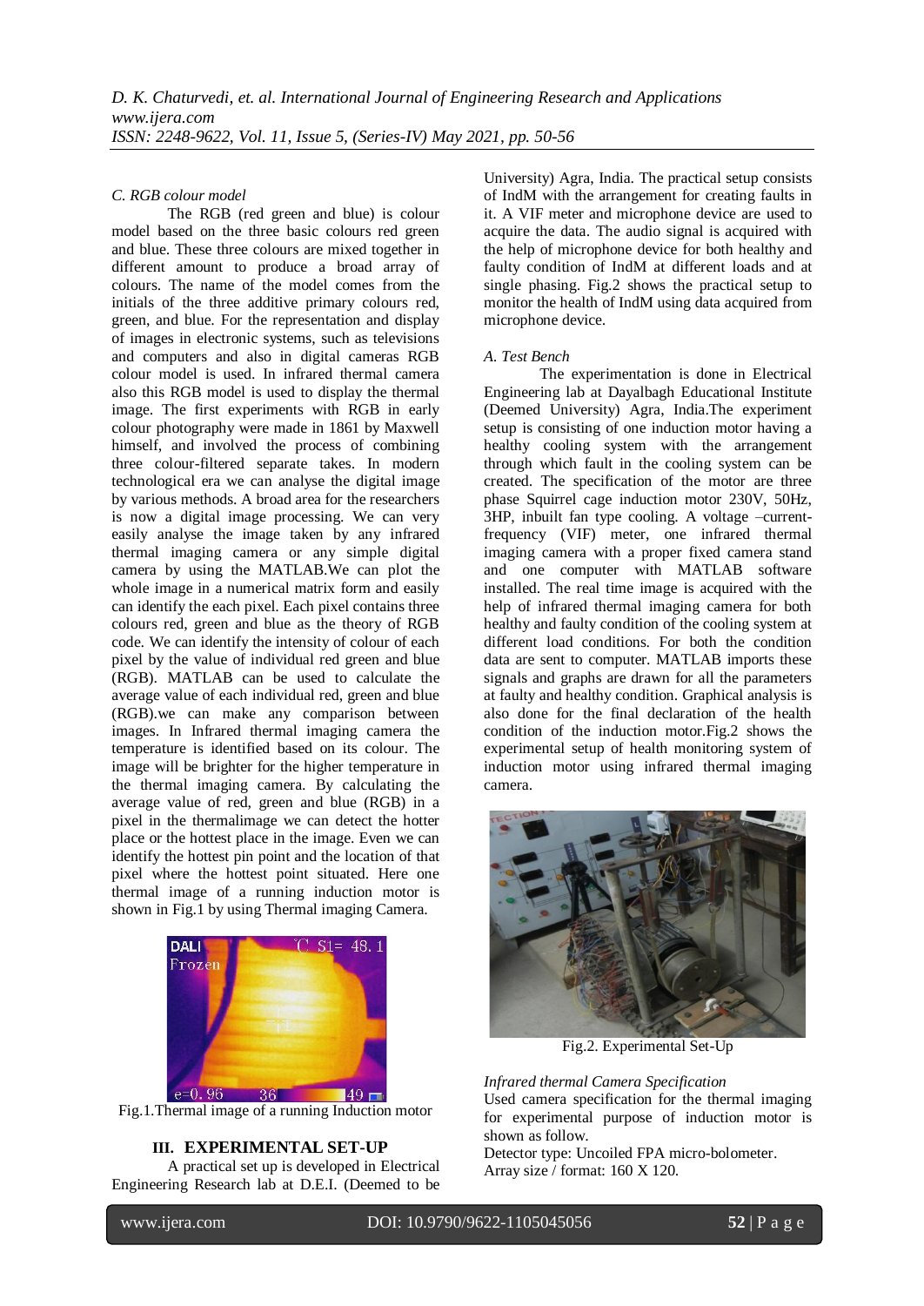### C. RGB colour model

The RGB (red green and blue) is colour model based on the three basic colours red green and blue. These three colours are mixed together in different amount to produce a broad array of colours. The name of the model comes from the initials of the three additive primary colours red, green, and blue. For the representation and display of images in electronic systems, such as televisions and computers and also in digital cameras RGB colour model is used. In infrared thermal camera also this RGB model is used to display the thermal image. The first experiments with RGB in early colour photography were made in 1861 by Maxwell himself, and involved the process of combining three colour-filtered separate takes. In modern technological era we can analyse the digital image by various methods. A broad area for the researchers is now a digital image processing. We can very easily analyse the image taken by any infrared thermal imaging camera or any simple digital camera by using the MATLAB.We can plot the whole image in a numerical matrix form and easily can identify the each pixel. Each pixel contains three colours red, green and blue as the theory of RGB code. We can identify the intensity of colour of each pixel by the value of individual red green and blue (RGB). MATLAB can be used to calculate the average value of each individual red, green and blue (RGB).we can make any comparison between images. In Infrared thermal imaging camera the temperature is identified based on its colour. The image will be brighter for the higher temperature in the thermal imaging camera. By calculating the average value of red, green and blue (RGB) in a pixel in the thermalimage we can detect the hotter place or the hottest place in the image. Even we can identify the hottest pin point and the location of that pixel where the hottest point situated. Here one thermal image of a running induction motor is shown in Fig.1 by using Thermal imaging Camera.

DALI
Frozen
°C S1= 48.1
e=0.96 36 49

Fig.1.Thermal image of a running Induction motor

## III. EXPERIMENTAL SET-UP

A practical set up is developed in Electrical Engineering Research lab at D.E.I. (Deemed to be University) Agra, India. The practical setup consists of IndM with the arrangement for creating faults in it. A VIF meter and microphone device are used to acquire the data. The audio signal is acquired with the help of microphone device for both healthy and faulty condition of IndM at different loads and at single phasing. Fig.2 shows the practical setup to monitor the health of IndM using data acquired from microphone device.

### A. Test Bench

The experimentation is done in Electrical Engineering lab at Dayalbagh Educational Institute (Deemed University) Agra, India.The experiment setup is consisting of one induction motor having a healthy cooling system with the arrangement through which fault in the cooling system can be created. The specification of the motor are three phase Squirrel cage induction motor 230V, 50Hz, 3HP, inbuilt fan type cooling. A voltage –current-frequency (VIF) meter, one infrared thermal imaging camera with a proper fixed camera stand and one computer with MATLAB software installed. The real time image is acquired with the help of infrared thermal imaging camera for both healthy and faulty condition of the cooling system at different load conditions. For both the condition data are sent to computer. MATLAB imports these signals and graphs are drawn for all the parameters at faulty and healthy condition. Graphical analysis is also done for the final declaration of the health condition of the induction motor.Fig.2 shows the experimental setup of health monitoring system of induction motor using infrared thermal imaging camera.

Fig.2. Experimental Set-Up

*Infrared thermal Camera Specification*

Used camera specification for the thermal imaging for experimental purpose of induction motor is shown as follow.

Detector type: Uncoiled FPA micro-bolometer.

Array size / format: 160 X 120.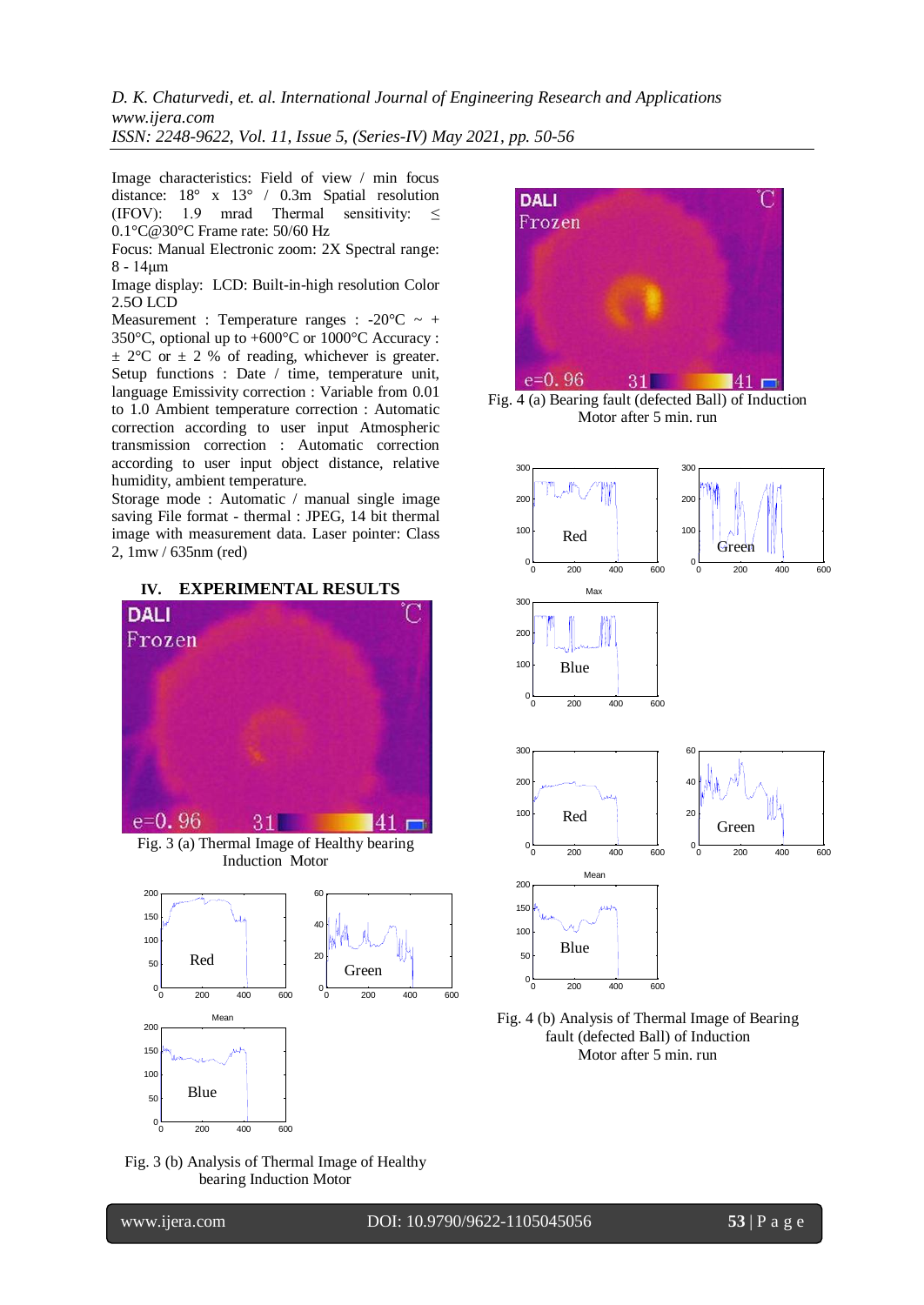Image characteristics: Field of view / min focus distance: 18° x 13° / 0.3m Spatial resolution (IFOV): 1.9 mrad Thermal sensitivity: ≤ 0.1°C@30°C Frame rate: 50/60 Hz

Focus: Manual Electronic zoom: 2X Spectral range: 8 - 14μm

Image display: LCD: Built-in-high resolution Color 2.5O LCD

Measurement : Temperature ranges : -20°C ~ + 350°C, optional up to +600°C or 1000°C Accuracy : ± 2°C or ± 2 % of reading, whichever is greater. Setup functions : Date / time, temperature unit, language Emissivity correction : Variable from 0.01 to 1.0 Ambient temperature correction : Automatic correction according to user input Atmospheric transmission correction : Automatic correction according to user input object distance, relative humidity, ambient temperature.

Storage mode : Automatic / manual single image saving File format - thermal : JPEG, 14 bit thermal image with measurement data. Laser pointer: Class 2, 1mw / 635nm (red)

## IV. EXPERIMENTAL RESULTS

Fig. 3 (a) Thermal Image of Healthy bearing Induction Motor

Fig. 3 (b) Analysis of Thermal Image of Healthy bearing Induction Motor

Fig. 4 (a) Bearing fault (defected Ball) of Induction Motor after 5 min. run

Fig. 4 (b) Analysis of Thermal Image of Bearing fault (defected Ball) of Induction Motor after 5 min. run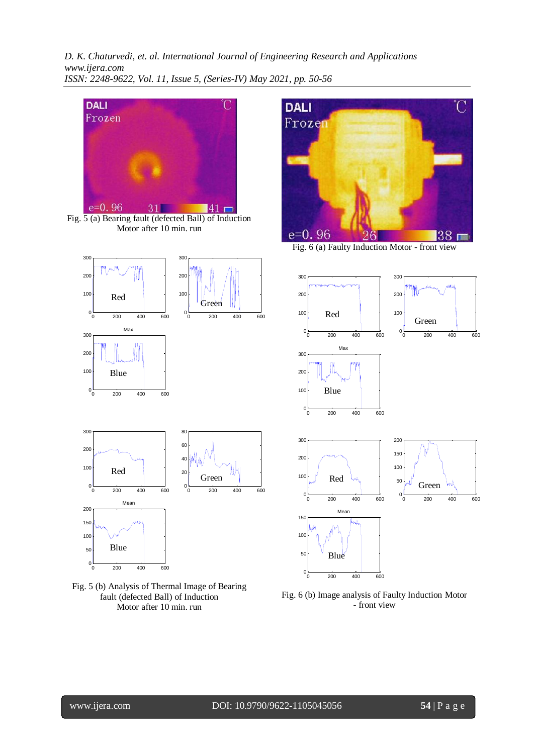Fig. 5 (a) Bearing fault (defected Ball) of Induction Motor after 10 min. run

Fig. 6 (a) Faulty Induction Motor - front view

Fig. 5 (b) Analysis of Thermal Image of Bearing fault (defected Ball) of Induction Motor after 10 min. run

Fig. 6 (b) Image analysis of Faulty Induction Motor - front view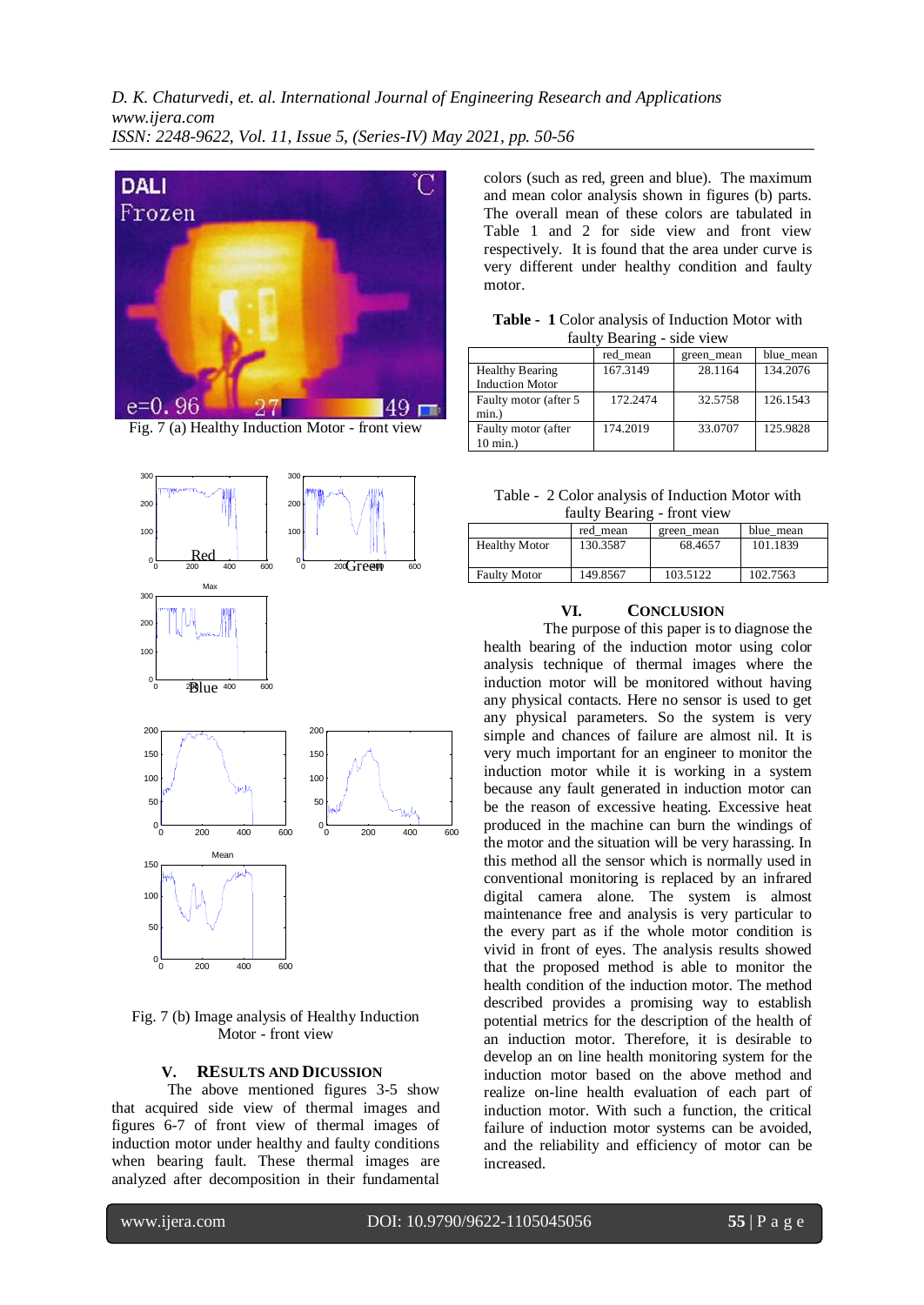Fig. 7 (a) Healthy Induction Motor - front view

Fig. 7 (b) Image analysis of Healthy Induction Motor - front view

## V. RESULTS AND DICUSSION

The above mentioned figures 3-5 show that acquired side view of thermal images and figures 6-7 of front view of thermal images of induction motor under healthy and faulty conditions when bearing fault. These thermal images are analyzed after decomposition in their fundamental colors (such as red, green and blue). The maximum and mean color analysis shown in figures (b) parts. The overall mean of these colors are tabulated in Table 1 and 2 for side view and front view respectively. It is found that the area under curve is very different under healthy condition and faulty motor.

**Table - 1** Color analysis of Induction Motor with faulty Bearing - side view

| | red_mean | green_mean | blue_mean |
|---|---|---|---|
| Healthy Bearing Induction Motor | 167.3149 | 28.1164 | 134.2076 |
| Faulty motor (after 5 min.) | 172.2474 | 32.5758 | 126.1543 |
| Faulty motor (after 10 min.) | 174.2019 | 33.0707 | 125.9828 |

Table - 2 Color analysis of Induction Motor with faulty Bearing - front view

| | red_mean | green_mean | blue_mean |
|---|---|---|---|
| Healthy Motor | 130.3587 | 68.4657 | 101.1839 |
| Faulty Motor | 149.8567 | 103.5122 | 102.7563 |

## VI. CONCLUSION

The purpose of this paper is to diagnose the health bearing of the induction motor using color analysis technique of thermal images where the induction motor will be monitored without having any physical contacts. Here no sensor is used to get any physical parameters. So the system is very simple and chances of failure are almost nil. It is very much important for an engineer to monitor the induction motor while it is working in a system because any fault generated in induction motor can be the reason of excessive heating. Excessive heat produced in the machine can burn the windings of the motor and the situation will be very harassing. In this method all the sensor which is normally used in conventional monitoring is replaced by an infrared digital camera alone. The system is almost maintenance free and analysis is very particular to the every part as if the whole motor condition is vivid in front of eyes. The analysis results showed that the proposed method is able to monitor the health condition of the induction motor. The method described provides a promising way to establish potential metrics for the description of the health of an induction motor. Therefore, it is desirable to develop an on line health monitoring system for the induction motor based on the above method and realize on-line health evaluation of each part of induction motor. With such a function, the critical failure of induction motor systems can be avoided, and the reliability and efficiency of motor can be increased.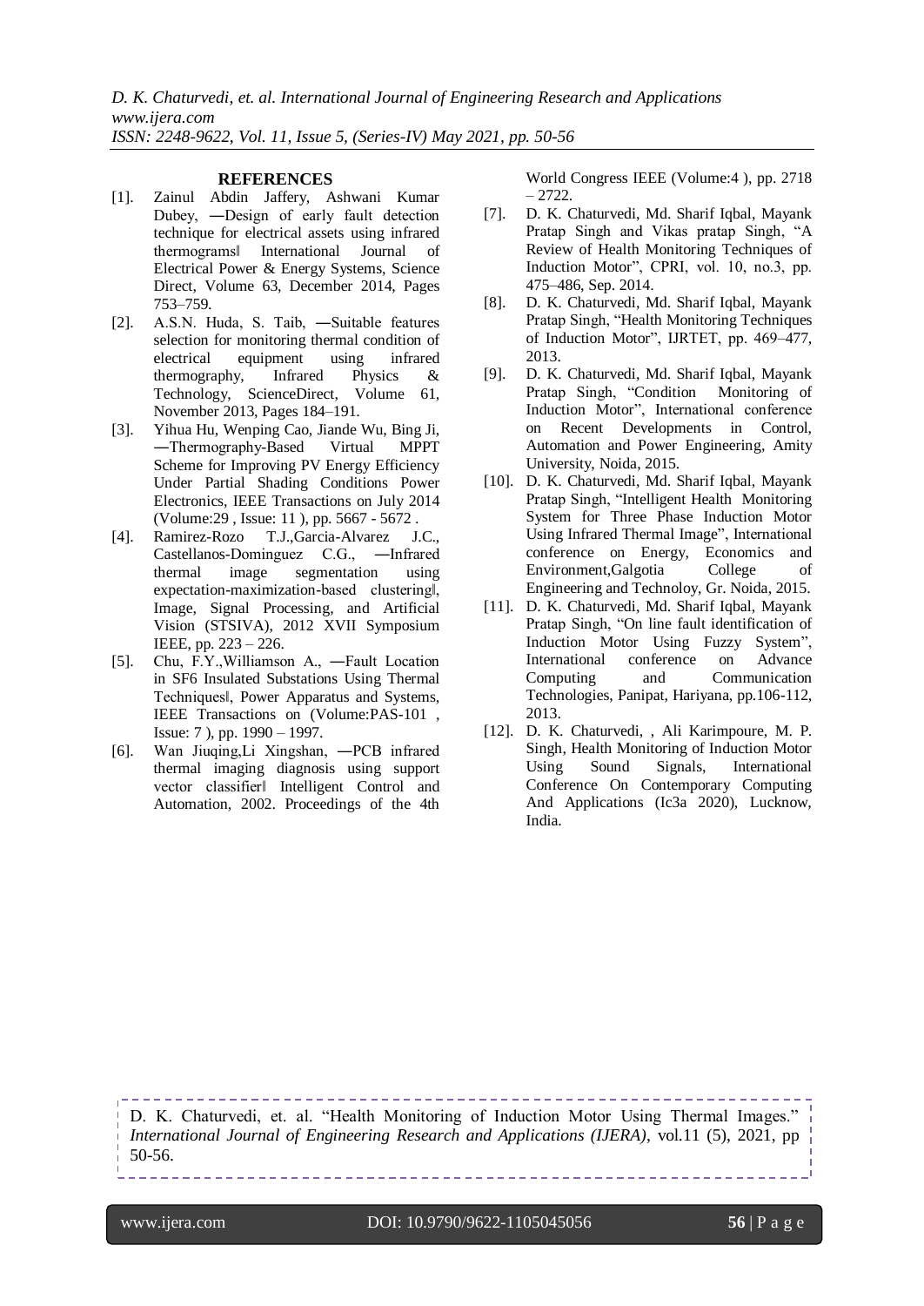## REFERENCES

[1]. Zainul Abdin Jaffery, Ashwani Kumar Dubey, ―Design of early fault detection technique for electrical assets using infrared thermograms‖ International Journal of Electrical Power & Energy Systems, Science Direct, Volume 63, December 2014, Pages 753–759.

[2]. A.S.N. Huda, S. Taib, ―Suitable features selection for monitoring thermal condition of electrical equipment using infrared thermography, Infrared Physics & Technology, ScienceDirect, Volume 61, November 2013, Pages 184–191.

[3]. Yihua Hu, Wenping Cao, Jiande Wu, Bing Ji, ―Thermography-Based Virtual MPPT Scheme for Improving PV Energy Efficiency Under Partial Shading Conditions Power Electronics, IEEE Transactions on July 2014 (Volume:29 , Issue: 11 ), pp. 5667 - 5672 .

[4]. Ramirez-Rozo T.J.,Garcia-Alvarez J.C., Castellanos-Dominguez C.G., ―Infrared thermal image segmentation using expectation-maximization-based clustering‖, Image, Signal Processing, and Artificial Vision (STSIVA), 2012 XVII Symposium IEEE, pp. 223 – 226.

[5]. Chu, F.Y.,Williamson A., ―Fault Location in SF6 Insulated Substations Using Thermal Techniques‖, Power Apparatus and Systems, IEEE Transactions on (Volume:PAS-101 , Issue: 7 ), pp. 1990 – 1997.

[6]. Wan Jiuqing,Li Xingshan, ―PCB infrared thermal imaging diagnosis using support vector classifier‖ Intelligent Control and Automation, 2002. Proceedings of the 4th World Congress IEEE (Volume:4 ), pp. 2718 – 2722.

[7]. D. K. Chaturvedi, Md. Sharif Iqbal, Mayank Pratap Singh and Vikas pratap Singh, "A Review of Health Monitoring Techniques of Induction Motor", CPRI, vol. 10, no.3, pp. 475–486, Sep. 2014.

[8]. D. K. Chaturvedi, Md. Sharif Iqbal, Mayank Pratap Singh, "Health Monitoring Techniques of Induction Motor", IJRTET, pp. 469–477, 2013.

[9]. D. K. Chaturvedi, Md. Sharif Iqbal, Mayank Pratap Singh, "Condition Monitoring of Induction Motor", International conference on Recent Developments in Control, Automation and Power Engineering, Amity University, Noida, 2015.

[10]. D. K. Chaturvedi, Md. Sharif Iqbal, Mayank Pratap Singh, "Intelligent Health Monitoring System for Three Phase Induction Motor Using Infrared Thermal Image", International conference on Energy, Economics and Environment,Galgotia College of Engineering and Technoloy, Gr. Noida, 2015.

[11]. D. K. Chaturvedi, Md. Sharif Iqbal, Mayank Pratap Singh, "On line fault identification of Induction Motor Using Fuzzy System", International conference on Advance Computing and Communication Technologies, Panipat, Hariyana, pp.106-112, 2013.

[12]. D. K. Chaturvedi, , Ali Karimpoure, M. P. Singh, Health Monitoring of Induction Motor Using Sound Signals, International Conference On Contemporary Computing And Applications (Ic3a 2020), Lucknow, India.

D. K. Chaturvedi, et. al. "Health Monitoring of Induction Motor Using Thermal Images." *International Journal of Engineering Research and Applications (IJERA)*, vol.11 (5), 2021, pp 50-56.